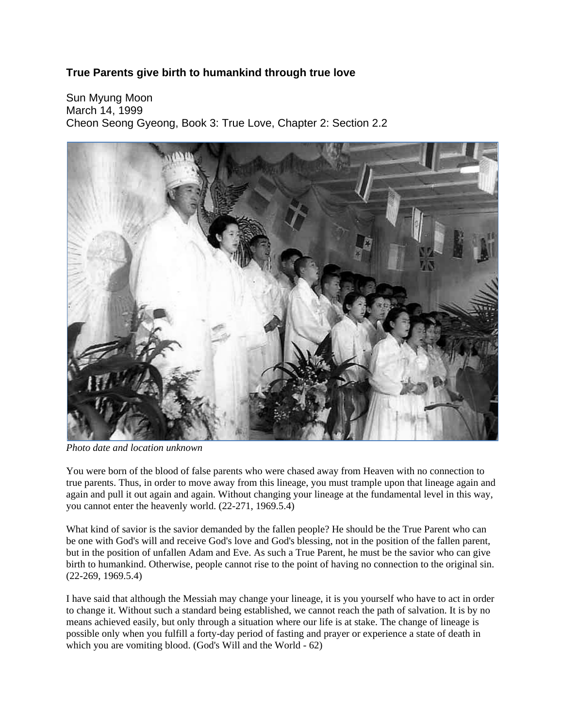## True Parents give birth to humankind through true love

Sun Myung Moon
March 14, 1999
Cheon Seong Gyeong, Book 3: True Love, Chapter 2: Section 2.2

*Photo date and location unknown*

You were born of the blood of false parents who were chased away from Heaven with no connection to true parents. Thus, in order to move away from this lineage, you must trample upon that lineage again and again and pull it out again and again. Without changing your lineage at the fundamental level in this way, you cannot enter the heavenly world. (22-271, 1969.5.4)

What kind of savior is the savior demanded by the fallen people? He should be the True Parent who can be one with God's will and receive God's love and God's blessing, not in the position of the fallen parent, but in the position of unfallen Adam and Eve. As such a True Parent, he must be the savior who can give birth to humankind. Otherwise, people cannot rise to the point of having no connection to the original sin. (22-269, 1969.5.4)

I have said that although the Messiah may change your lineage, it is you yourself who have to act in order to change it. Without such a standard being established, we cannot reach the path of salvation. It is by no means achieved easily, but only through a situation where our life is at stake. The change of lineage is possible only when you fulfill a forty-day period of fasting and prayer or experience a state of death in which you are vomiting blood. (God's Will and the World - 62)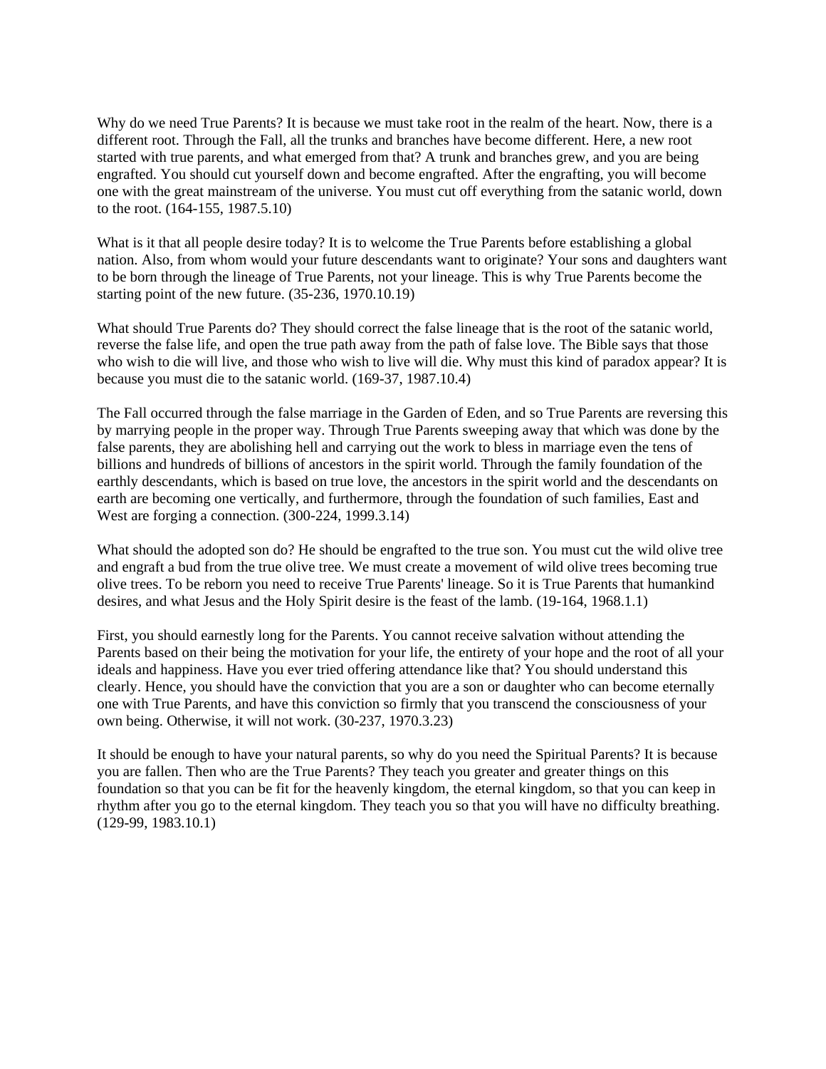Why do we need True Parents? It is because we must take root in the realm of the heart. Now, there is a different root. Through the Fall, all the trunks and branches have become different. Here, a new root started with true parents, and what emerged from that? A trunk and branches grew, and you are being engrafted. You should cut yourself down and become engrafted. After the engrafting, you will become one with the great mainstream of the universe. You must cut off everything from the satanic world, down to the root. (164-155, 1987.5.10)

What is it that all people desire today? It is to welcome the True Parents before establishing a global nation. Also, from whom would your future descendants want to originate? Your sons and daughters want to be born through the lineage of True Parents, not your lineage. This is why True Parents become the starting point of the new future. (35-236, 1970.10.19)

What should True Parents do? They should correct the false lineage that is the root of the satanic world, reverse the false life, and open the true path away from the path of false love. The Bible says that those who wish to die will live, and those who wish to live will die. Why must this kind of paradox appear? It is because you must die to the satanic world. (169-37, 1987.10.4)

The Fall occurred through the false marriage in the Garden of Eden, and so True Parents are reversing this by marrying people in the proper way. Through True Parents sweeping away that which was done by the false parents, they are abolishing hell and carrying out the work to bless in marriage even the tens of billions and hundreds of billions of ancestors in the spirit world. Through the family foundation of the earthly descendants, which is based on true love, the ancestors in the spirit world and the descendants on earth are becoming one vertically, and furthermore, through the foundation of such families, East and West are forging a connection. (300-224, 1999.3.14)

What should the adopted son do? He should be engrafted to the true son. You must cut the wild olive tree and engraft a bud from the true olive tree. We must create a movement of wild olive trees becoming true olive trees. To be reborn you need to receive True Parents' lineage. So it is True Parents that humankind desires, and what Jesus and the Holy Spirit desire is the feast of the lamb. (19-164, 1968.1.1)

First, you should earnestly long for the Parents. You cannot receive salvation without attending the Parents based on their being the motivation for your life, the entirety of your hope and the root of all your ideals and happiness. Have you ever tried offering attendance like that? You should understand this clearly. Hence, you should have the conviction that you are a son or daughter who can become eternally one with True Parents, and have this conviction so firmly that you transcend the consciousness of your own being. Otherwise, it will not work. (30-237, 1970.3.23)

It should be enough to have your natural parents, so why do you need the Spiritual Parents? It is because you are fallen. Then who are the True Parents? They teach you greater and greater things on this foundation so that you can be fit for the heavenly kingdom, the eternal kingdom, so that you can keep in rhythm after you go to the eternal kingdom. They teach you so that you will have no difficulty breathing. (129-99, 1983.10.1)